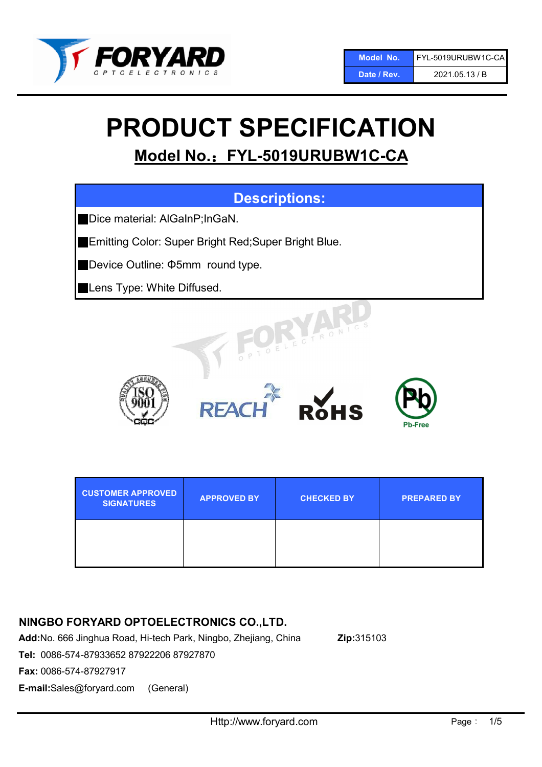| Model No. | FYL-5019URUBW1C-CA |
|---|---|
| Date / Rev. | 2021.05.13 / B |

# PRODUCT SPECIFICATION

## Model No.：FYL-5019URUBW1C-CA

### Descriptions:

- Dice material: AlGaInP;InGaN.
- Emitting Color: Super Bright Red;Super Bright Blue.
- Device Outline: Φ5mm round type.
- Lens Type: White Diffused.

| CUSTOMER APPROVED SIGNATURES | APPROVED BY | CHECKED BY | PREPARED BY |
|---|---|---|---|
| | | | |

**NINGBO FORYARD OPTOELECTRONICS CO.,LTD.**

**Add:**No. 666 Jinghua Road, Hi-tech Park, Ningbo, Zhejiang, China **Zip:**315103

**Tel:** 0086-574-87933652 87922206 87927870

**Fax:** 0086-574-87927917

**E-mail:**Sales@foryard.com (General)

Http://www.foryard.com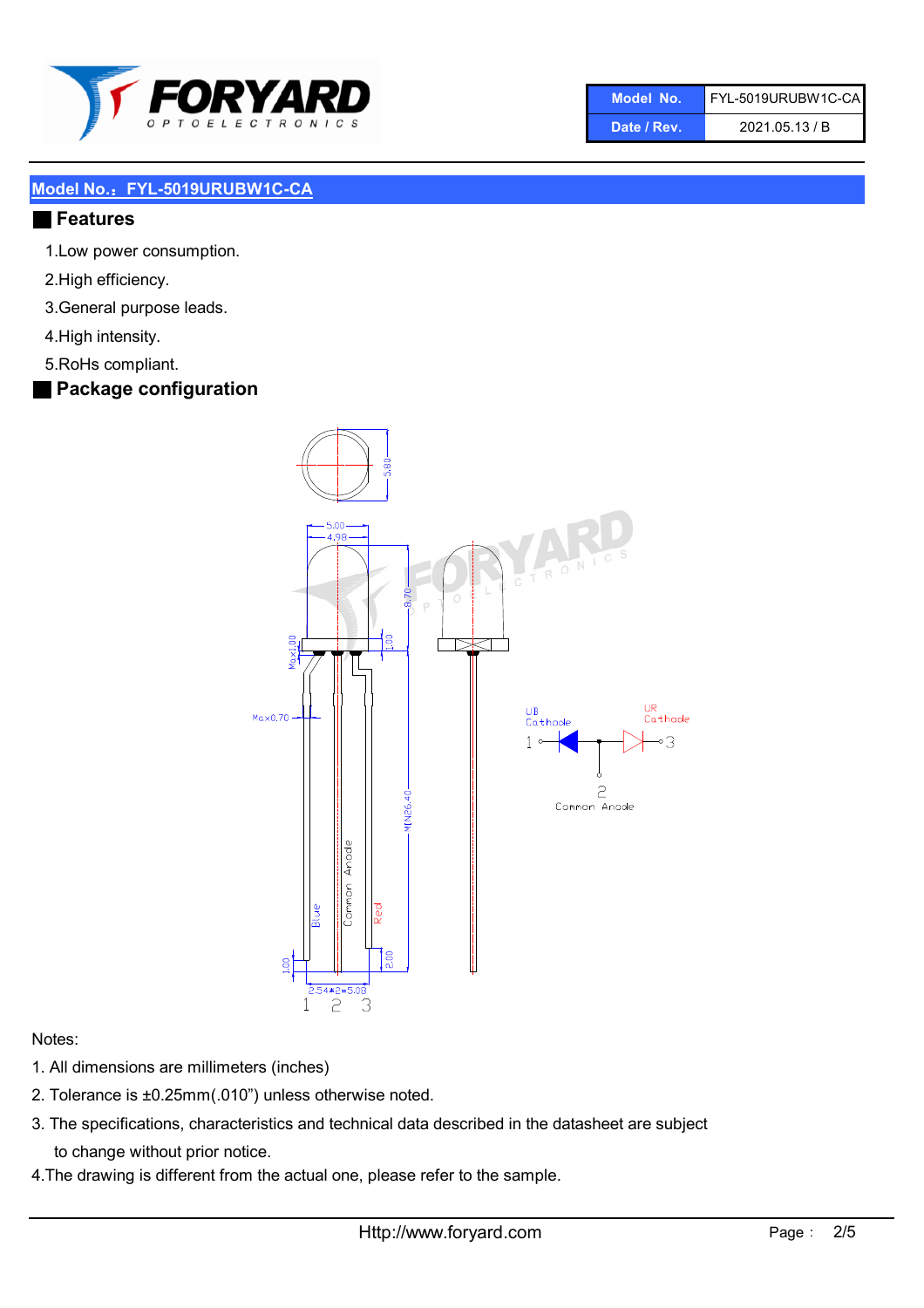## Model No.：FYL-5019URUBW1C-CA

### Features

1.Low power consumption.

2.High efficiency.

3.General purpose leads.

4.High intensity.

5.RoHs compliant.

### Package configuration

Notes:

1. All dimensions are millimeters (inches)
2. Tolerance is ±0.25mm(.010") unless otherwise noted.
3. The specifications, characteristics and technical data described in the datasheet are subject to change without prior notice.
4. The drawing is different from the actual one, please refer to the sample.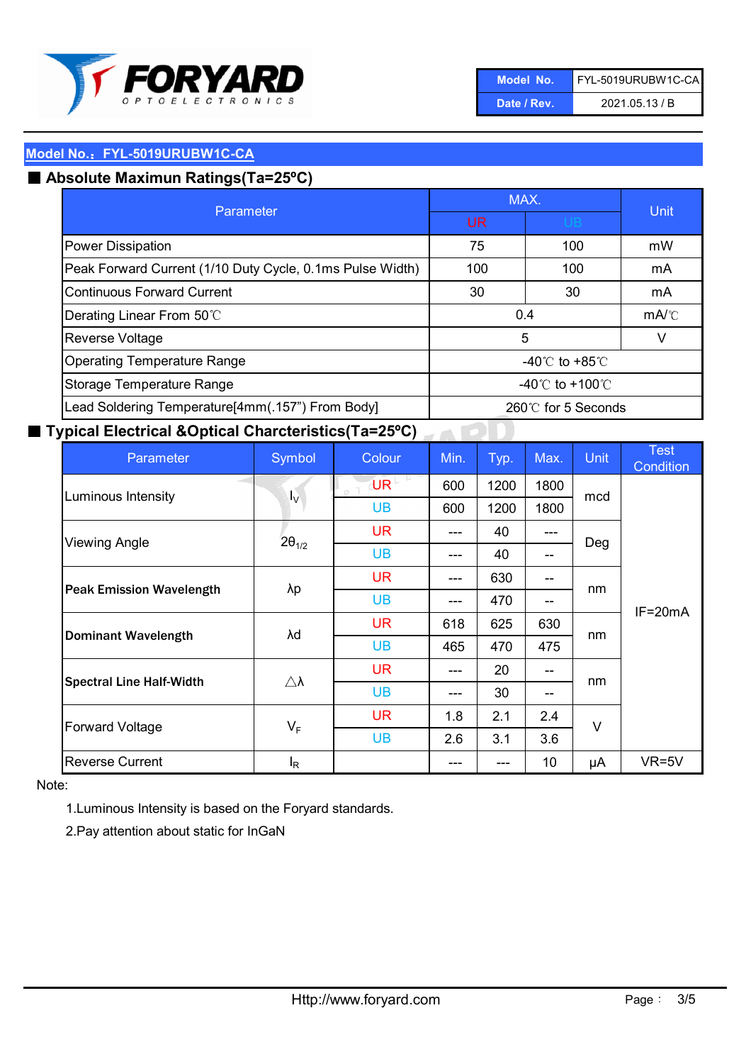| Model No. | FYL-5019URUBW1C-CA |
|---|---|
| Date / Rev. | 2021.05.13 / B |

**Model No.：FYL-5019URUBW1C-CA**

## ■ Absolute Maximun Ratings(Ta=25ºC)

| Parameter | MAX. | | Unit |
|---|---|---|---|
| | UR | UB | |
| Power Dissipation | 75 | 100 | mW |
| Peak Forward Current (1/10 Duty Cycle, 0.1ms Pulse Width) | 100 | 100 | mA |
| Continuous Forward Current | 30 | 30 | mA |
| Derating Linear From 50℃ | 0.4 | | mA/℃ |
| Reverse Voltage | 5 | | V |
| Operating Temperature Range | -40℃ to +85℃ | | |
| Storage Temperature Range | -40℃ to +100℃ | | |
| Lead Soldering Temperature[4mm(.157") From Body] | 260℃ for 5 Seconds | | |

## ■ Typical Electrical &Optical Charcteristics(Ta=25ºC)

| Parameter | Symbol | Colour | Min. | Typ. | Max. | Unit | Test Condition |
|---|---|---|---|---|---|---|---|
| Luminous Intensity | $I_V$ | UR | 600 | 1200 | 1800 | mcd | IF=20mA |
| | | UB | 600 | 1200 | 1800 | | |
| Viewing Angle | $2\theta_{1/2}$ | UR | --- | 40 | --- | Deg | |
| | | UB | --- | 40 | -- | | |
| **Peak Emission Wavelength** | λp | UR | --- | 630 | -- | nm | |
| | | UB | --- | 470 | -- | | |
| **Dominant Wavelength** | λd | UR | 618 | 625 | 630 | nm | |
| | | UB | 465 | 470 | 475 | | |
| **Spectral Line Half-Width** | △λ | UR | --- | 20 | -- | nm | |
| | | UB | --- | 30 | -- | | |
| Forward Voltage | $V_F$ | UR | 1.8 | 2.1 | 2.4 | V | |
| | | UB | 2.6 | 3.1 | 3.6 | | |
| Reverse Current | $I_R$ | | --- | --- | 10 | μA | VR=5V |

Note:

1.Luminous Intensity is based on the Foryard standards.

2.Pay attention about static for InGaN

Http://www.foryard.com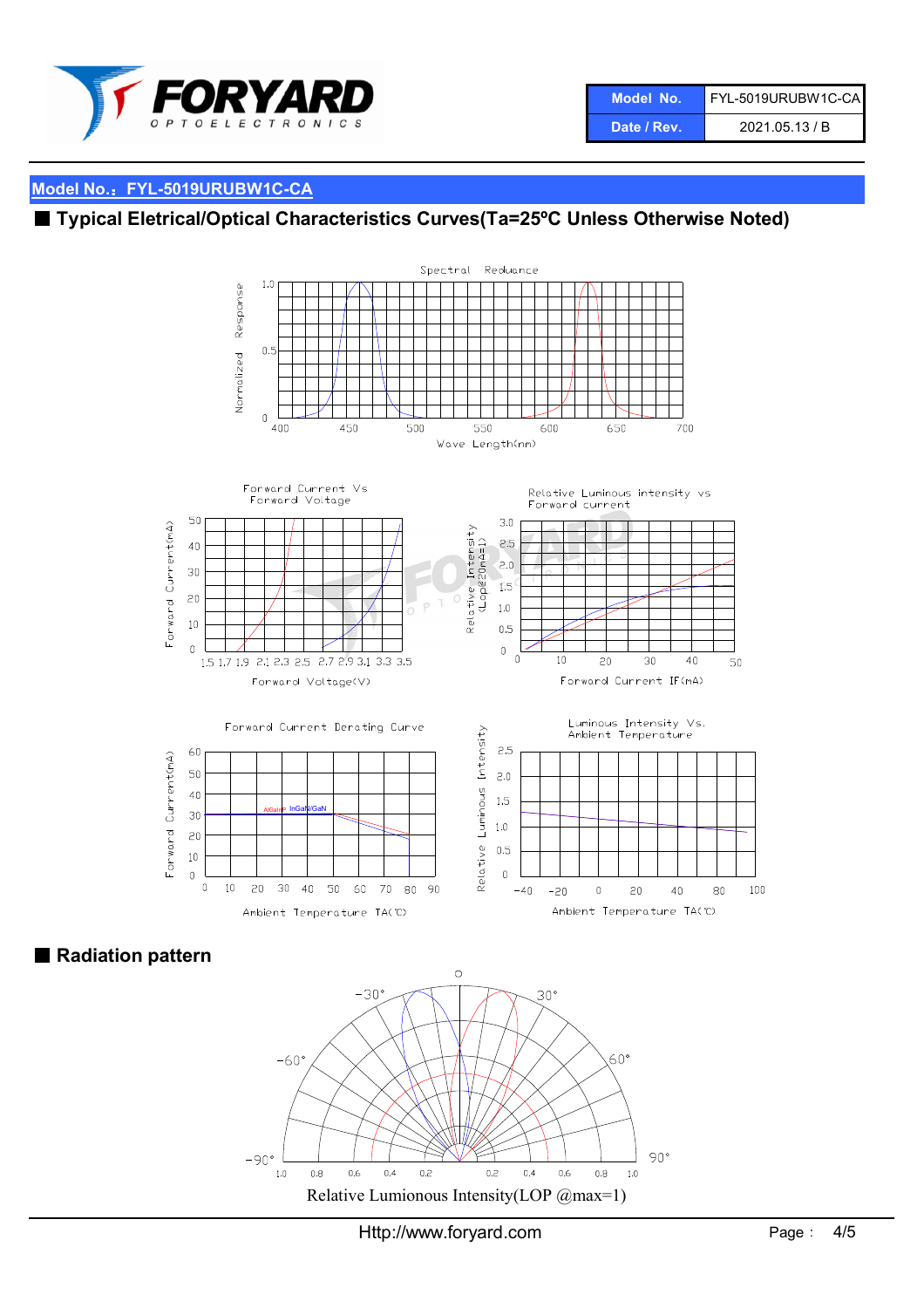## Model No.：FYL-5019URUBW1C-CA

### ■ Typical Eletrical/Optical Characteristics Curves(Ta=25ºC Unless Otherwise Noted)

Spectral Reduance

Normalized Response

Wave Length(nm)

Forward Current Vs Forward Voltage

Forward Current(mA)

Forward Voltage(V)

Relative Luminous intensity vs Forward current

Relative Intensity (Lop@20mA=1)

Forward Current IF(mA)

Forward Current Derating Curve

Forward Current(mA)

AlGaInP InGaN/GaN

Ambient Temperature TA(℃)

Luminous Intensity Vs. Ambient Temperature

Relative Luminous Intensity

Ambient Temperature TA(℃)

### ■ Radiation pattern

Relative Lumionous Intensity(LOP @max=1)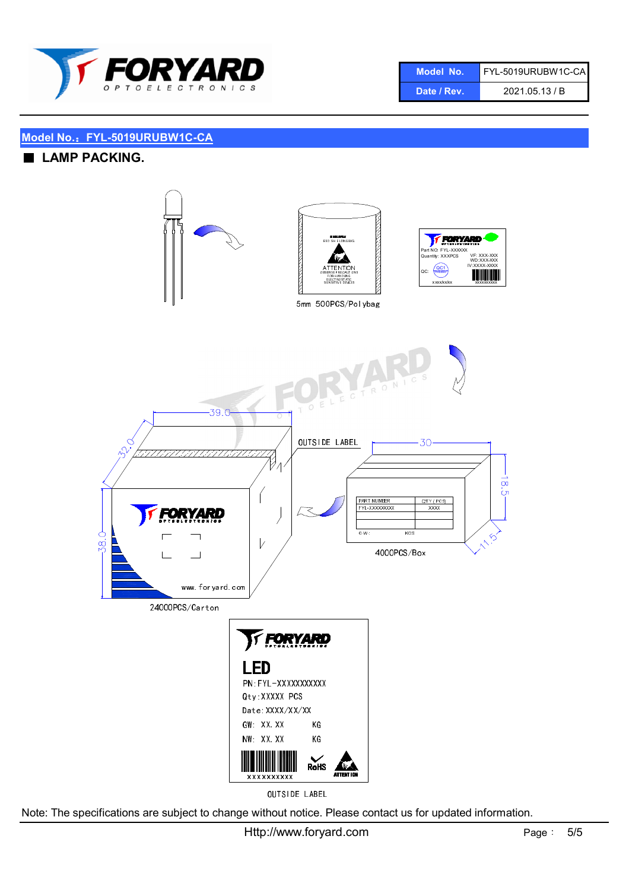| Model No. | FYL-5019URUBW1C-CA |
|---|---|
| Date / Rev. | 2021.05.13 / B |

## Model No.：FYL-5019URUBW1C-CA

### LAMP PACKING.

5mm 500PCS/Polybag

4000PCS/Box

24000PCS/Carton

OUTSIDE LABEL

39.0

32.0

38.0

30

18.5

11.5

LED

PN:FYL-XXXXXXXXXX

Qty:XXXXX PCS

Date:XXXX/XX/XX

GW: XX.XX KG

NW: XX.XX KG

OUTSIDE LABEL

Note: The specifications are subject to change without notice. Please contact us for updated information.

Http://www.foryard.com